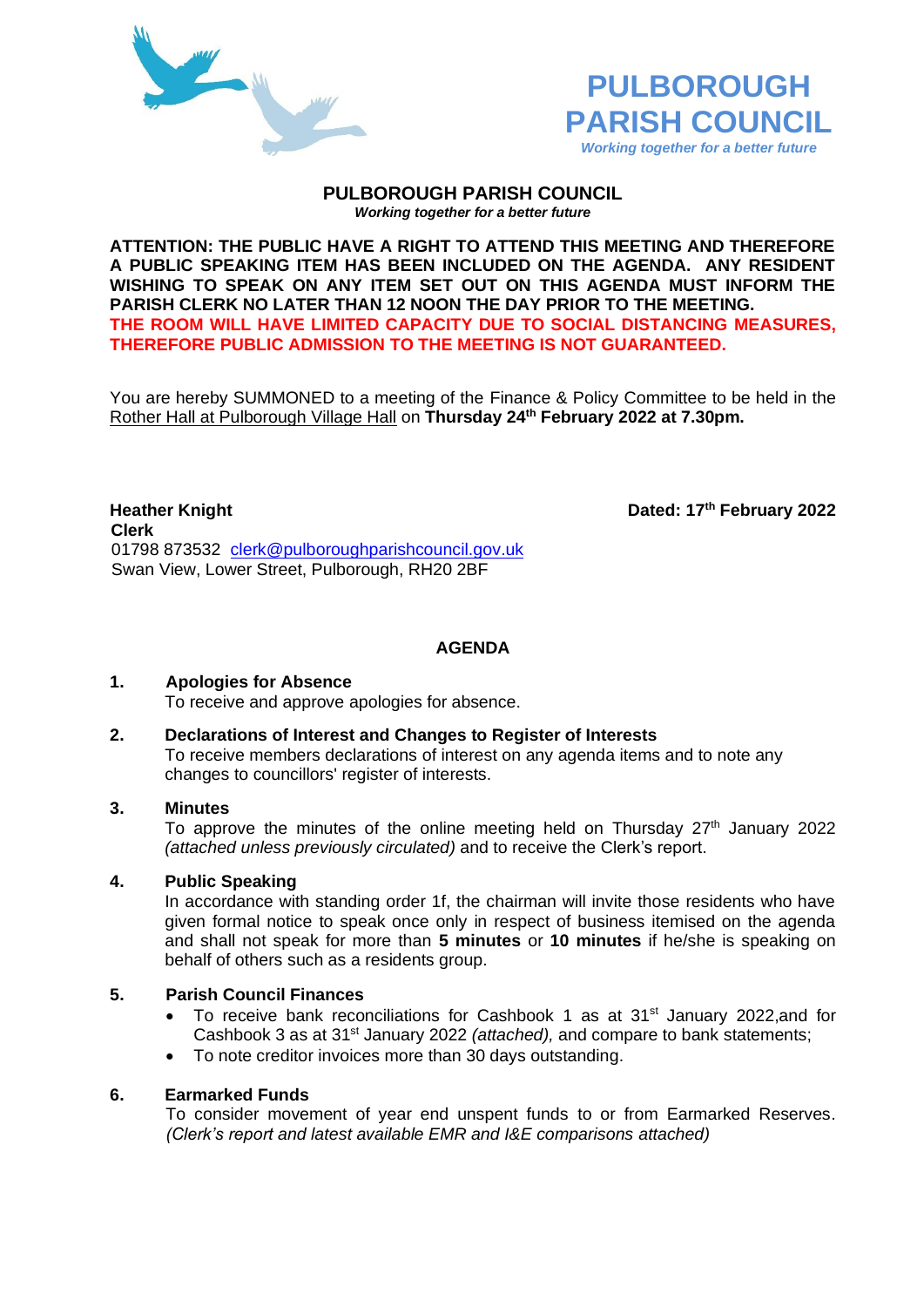# PULBOROUGH PARISH COUNCIL

*Working together for a better future*

## PULBOROUGH PARISH COUNCIL

***Working together for a better future***

**ATTENTION: THE PUBLIC HAVE A RIGHT TO ATTEND THIS MEETING AND THEREFORE A PUBLIC SPEAKING ITEM HAS BEEN INCLUDED ON THE AGENDA. ANY RESIDENT WISHING TO SPEAK ON ANY ITEM SET OUT ON THIS AGENDA MUST INFORM THE PARISH CLERK NO LATER THAN 12 NOON THE DAY PRIOR TO THE MEETING.**
**THE ROOM WILL HAVE LIMITED CAPACITY DUE TO SOCIAL DISTANCING MEASURES, THEREFORE PUBLIC ADMISSION TO THE MEETING IS NOT GUARANTEED.**

You are hereby SUMMONED to a meeting of the Finance & Policy Committee to be held in the Rother Hall at Pulborough Village Hall on **Thursday 24th February 2022 at 7.30pm.**

**Heather Knight** **Dated: 17th February 2022**
**Clerk**
01798 873532 clerk@pulboroughparishcouncil.gov.uk
Swan View, Lower Street, Pulborough, RH20 2BF

## AGENDA

**1. Apologies for Absence**
To receive and approve apologies for absence.

**2. Declarations of Interest and Changes to Register of Interests**
To receive members declarations of interest on any agenda items and to note any changes to councillors' register of interests.

**3. Minutes**
To approve the minutes of the online meeting held on Thursday 27th January 2022 *(attached unless previously circulated)* and to receive the Clerk's report.

**4. Public Speaking**
In accordance with standing order 1f, the chairman will invite those residents who have given formal notice to speak once only in respect of business itemised on the agenda and shall not speak for more than **5 minutes** or **10 minutes** if he/she is speaking on behalf of others such as a residents group.

**5. Parish Council Finances**
- To receive bank reconciliations for Cashbook 1 as at 31st January 2022,and for Cashbook 3 as at 31st January 2022 *(attached),* and compare to bank statements;
- To note creditor invoices more than 30 days outstanding.

**6. Earmarked Funds**
To consider movement of year end unspent funds to or from Earmarked Reserves. *(Clerk's report and latest available EMR and I&E comparisons attached)*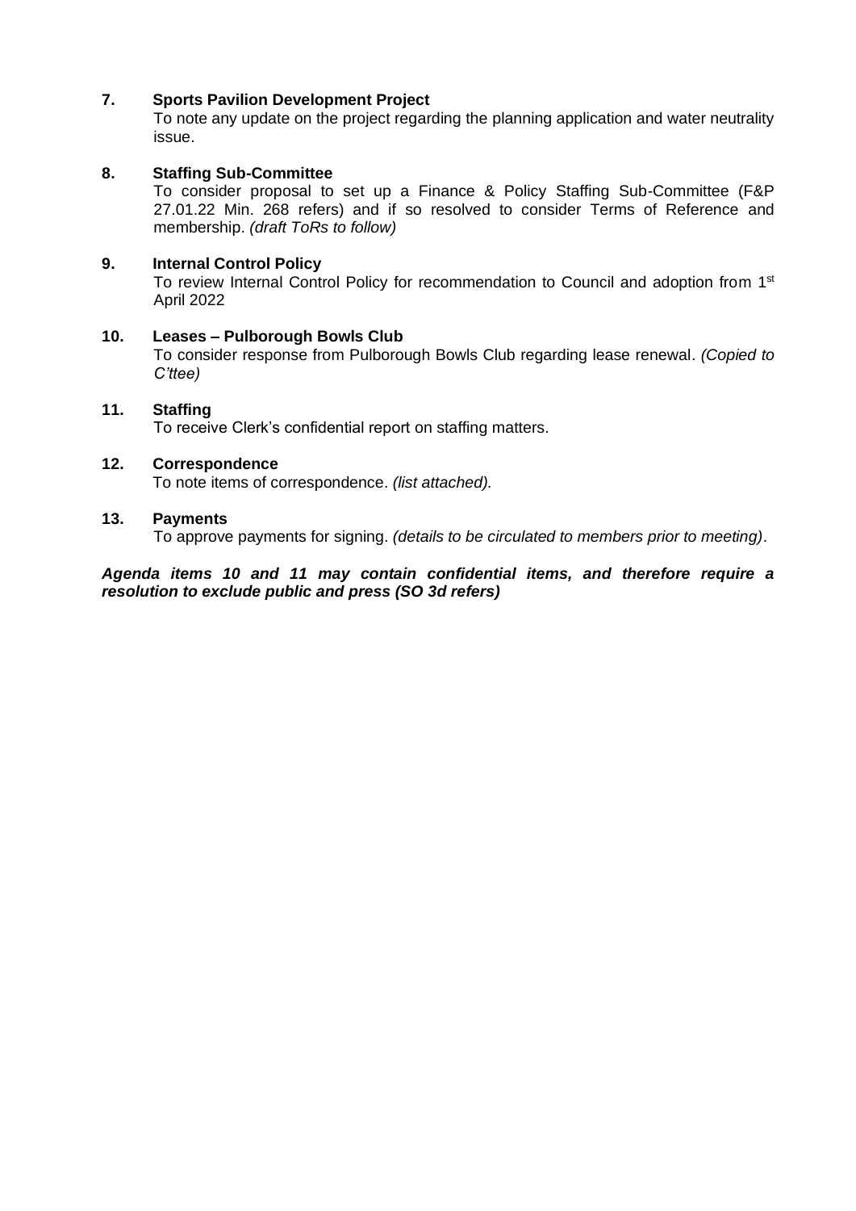**7. Sports Pavilion Development Project**

To note any update on the project regarding the planning application and water neutrality issue.

**8. Staffing Sub-Committee**

To consider proposal to set up a Finance & Policy Staffing Sub-Committee (F&P 27.01.22 Min. 268 refers) and if so resolved to consider Terms of Reference and membership. *(draft ToRs to follow)*

**9. Internal Control Policy**

To review Internal Control Policy for recommendation to Council and adoption from 1st April 2022

**10. Leases – Pulborough Bowls Club**

To consider response from Pulborough Bowls Club regarding lease renewal. *(Copied to C'ttee)*

**11. Staffing**

To receive Clerk's confidential report on staffing matters.

**12. Correspondence**

To note items of correspondence. *(list attached).*

**13. Payments**

To approve payments for signing. *(details to be circulated to members prior to meeting)*.

***Agenda items 10 and 11 may contain confidential items, and therefore require a resolution to exclude public and press (SO 3d refers)***